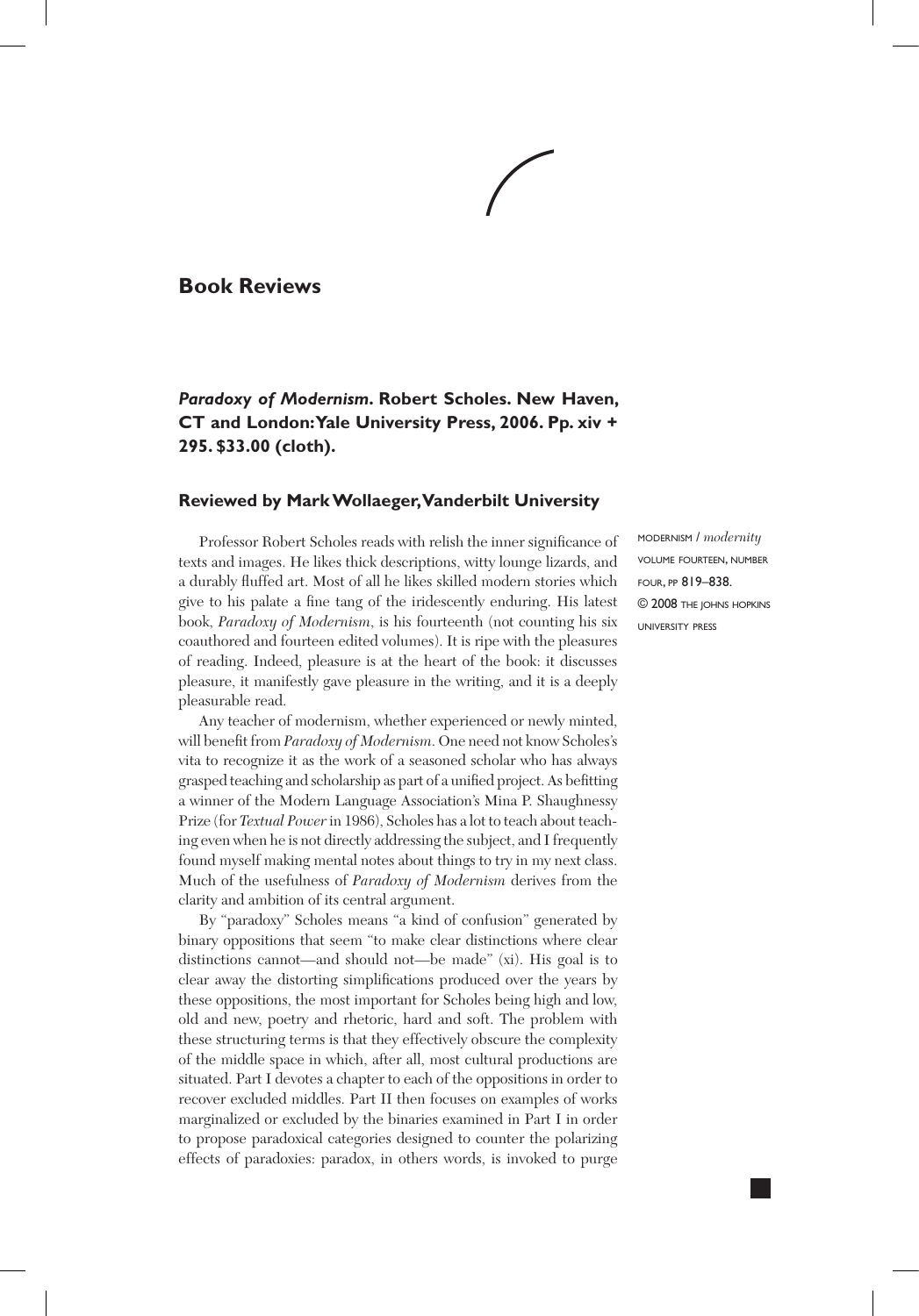# Book Reviews

***Paradoxy of Modernism*. Robert Scholes. New Haven, CT and London: Yale University Press, 2006. Pp. xiv + 295. $33.00 (cloth).**

### Reviewed by Mark Wollaeger, Vanderbilt University

Professor Robert Scholes reads with relish the inner significance of texts and images. He likes thick descriptions, witty lounge lizards, and a durably fluffed art. Most of all he likes skilled modern stories which give to his palate a fine tang of the iridescently enduring. His latest book, *Paradoxy of Modernism*, is his fourteenth (not counting his six coauthored and fourteen edited volumes). It is ripe with the pleasures of reading. Indeed, pleasure is at the heart of the book: it discusses pleasure, it manifestly gave pleasure in the writing, and it is a deeply pleasurable read.

Any teacher of modernism, whether experienced or newly minted, will benefit from *Paradoxy of Modernism*. One need not know Scholes's vita to recognize it as the work of a seasoned scholar who has always grasped teaching and scholarship as part of a unified project. As befitting a winner of the Modern Language Association's Mina P. Shaughnessy Prize (for *Textual Power* in 1986), Scholes has a lot to teach about teaching even when he is not directly addressing the subject, and I frequently found myself making mental notes about things to try in my next class. Much of the usefulness of *Paradoxy of Modernism* derives from the clarity and ambition of its central argument.

By "paradoxy" Scholes means "a kind of confusion" generated by binary oppositions that seem "to make clear distinctions where clear distinctions cannot—and should not—be made" (xi). His goal is to clear away the distorting simplifications produced over the years by these oppositions, the most important for Scholes being high and low, old and new, poetry and rhetoric, hard and soft. The problem with these structuring terms is that they effectively obscure the complexity of the middle space in which, after all, most cultural productions are situated. Part I devotes a chapter to each of the oppositions in order to recover excluded middles. Part II then focuses on examples of works marginalized or excluded by the binaries examined in Part I in order to propose paradoxical categories designed to counter the polarizing effects of paradoxies: paradox, in others words, is invoked to purge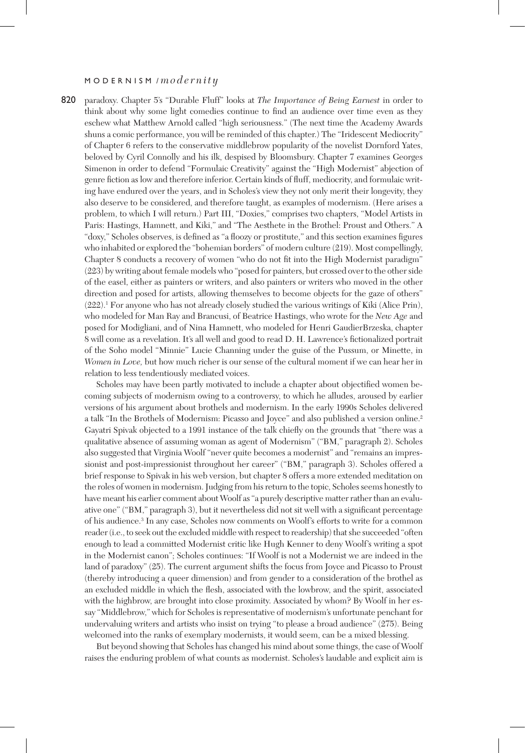paradoxy. Chapter 5's "Durable Fluff" looks at *The Importance of Being Earnest* in order to think about why some light comedies continue to find an audience over time even as they eschew what Matthew Arnold called "high seriousness." (The next time the Academy Awards shuns a comic performance, you will be reminded of this chapter.) The "Iridescent Mediocrity" of Chapter 6 refers to the conservative middlebrow popularity of the novelist Dornford Yates, beloved by Cyril Connolly and his ilk, despised by Bloomsbury. Chapter 7 examines Georges Simenon in order to defend "Formulaic Creativity" against the "High Modernist" abjection of genre fiction as low and therefore inferior. Certain kinds of fluff, mediocrity, and formulaic writing have endured over the years, and in Scholes's view they not only merit their longevity, they also deserve to be considered, and therefore taught, as examples of modernism. (Here arises a problem, to which I will return.) Part III, "Doxies," comprises two chapters, "Model Artists in Paris: Hastings, Hamnett, and Kiki," and "The Aesthete in the Brothel: Proust and Others." A "doxy," Scholes observes, is defined as "a floozy or prostitute," and this section examines figures who inhabited or explored the "bohemian borders" of modern culture (219). Most compellingly, Chapter 8 conducts a recovery of women "who do not fit into the High Modernist paradigm" (223) by writing about female models who "posed for painters, but crossed over to the other side of the easel, either as painters or writers, and also painters or writers who moved in the other direction and posed for artists, allowing themselves to become objects for the gaze of others" (222).[1] For anyone who has not already closely studied the various writings of Kiki (Alice Prin), who modeled for Man Ray and Brancusi, of Beatrice Hastings, who wrote for the *New Age* and posed for Modigliani, and of Nina Hamnett, who modeled for Henri GaudierBrzeska, chapter 8 will come as a revelation. It's all well and good to read D. H. Lawrence's fictionalized portrait of the Soho model "Minnie" Lucie Channing under the guise of the Pussum, or Minette, in *Women in Love*, but how much richer is our sense of the cultural moment if we can hear her in relation to less tendentiously mediated voices.

Scholes may have been partly motivated to include a chapter about objectified women becoming subjects of modernism owing to a controversy, to which he alludes, aroused by earlier versions of his argument about brothels and modernism. In the early 1990s Scholes delivered a talk "In the Brothels of Modernism: Picasso and Joyce" and also published a version online.[2] Gayatri Spivak objected to a 1991 instance of the talk chiefly on the grounds that "there was a qualitative absence of assuming woman as agent of Modernism" ("BM," paragraph 2). Scholes also suggested that Virginia Woolf "never quite becomes a modernist" and "remains an impressionist and post-impressionist throughout her career" ("BM," paragraph 3). Scholes offered a brief response to Spivak in his web version, but chapter 8 offers a more extended meditation on the roles of women in modernism. Judging from his return to the topic, Scholes seems honestly to have meant his earlier comment about Woolf as "a purely descriptive matter rather than an evaluative one" ("BM," paragraph 3), but it nevertheless did not sit well with a significant percentage of his audience.[3] In any case, Scholes now comments on Woolf's efforts to write for a common reader (i.e., to seek out the excluded middle with respect to readership) that she succeeded "often enough to lead a committed Modernist critic like Hugh Kenner to deny Woolf's writing a spot in the Modernist canon"; Scholes continues: "If Woolf is not a Modernist we are indeed in the land of paradoxy" (25). The current argument shifts the focus from Joyce and Picasso to Proust (thereby introducing a queer dimension) and from gender to a consideration of the brothel as an excluded middle in which the flesh, associated with the lowbrow, and the spirit, associated with the highbrow, are brought into close proximity. Associated by whom? By Woolf in her essay "Middlebrow," which for Scholes is representative of modernism's unfortunate penchant for undervaluing writers and artists who insist on trying "to please a broad audience" (275). Being welcomed into the ranks of exemplary modernists, it would seem, can be a mixed blessing.

But beyond showing that Scholes has changed his mind about some things, the case of Woolf raises the enduring problem of what counts as modernist. Scholes's laudable and explicit aim is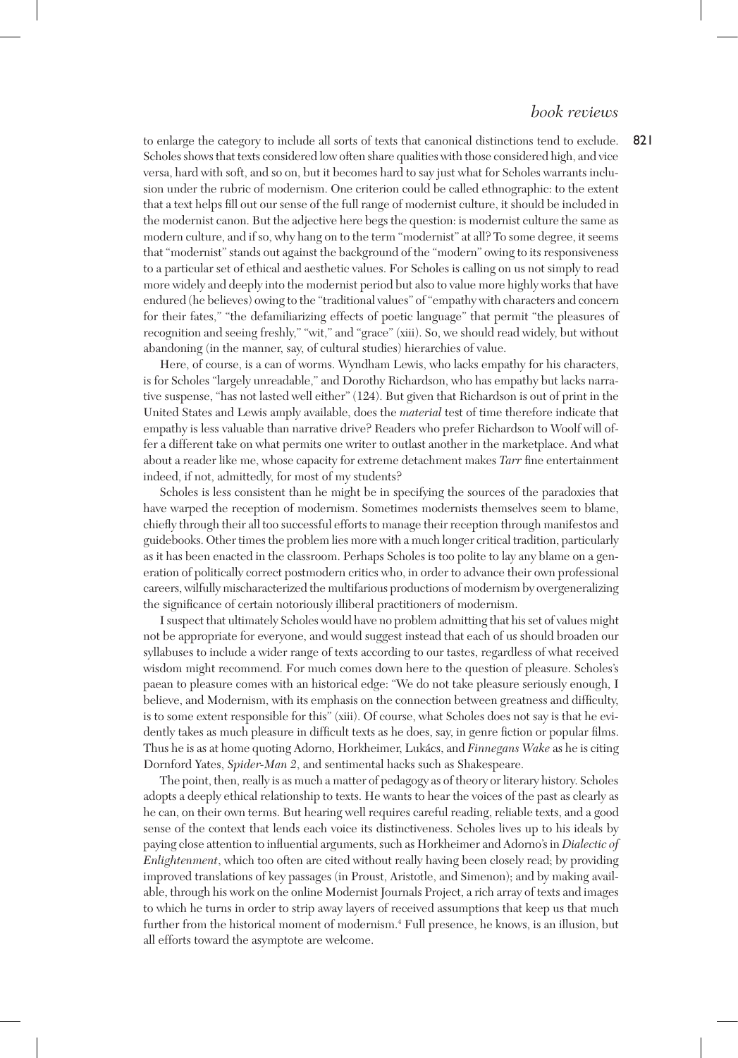to enlarge the category to include all sorts of texts that canonical distinctions tend to exclude. Scholes shows that texts considered low often share qualities with those considered high, and vice versa, hard with soft, and so on, but it becomes hard to say just what for Scholes warrants inclusion under the rubric of modernism. One criterion could be called ethnographic: to the extent that a text helps fill out our sense of the full range of modernist culture, it should be included in the modernist canon. But the adjective here begs the question: is modernist culture the same as modern culture, and if so, why hang on to the term "modernist" at all? To some degree, it seems that "modernist" stands out against the background of the "modern" owing to its responsiveness to a particular set of ethical and aesthetic values. For Scholes is calling on us not simply to read more widely and deeply into the modernist period but also to value more highly works that have endured (he believes) owing to the "traditional values" of "empathy with characters and concern for their fates," "the defamiliarizing effects of poetic language" that permit "the pleasures of recognition and seeing freshly," "wit," and "grace" (xiii). So, we should read widely, but without abandoning (in the manner, say, of cultural studies) hierarchies of value.

Here, of course, is a can of worms. Wyndham Lewis, who lacks empathy for his characters, is for Scholes "largely unreadable," and Dorothy Richardson, who has empathy but lacks narrative suspense, "has not lasted well either" (124). But given that Richardson is out of print in the United States and Lewis amply available, does the *material* test of time therefore indicate that empathy is less valuable than narrative drive? Readers who prefer Richardson to Woolf will offer a different take on what permits one writer to outlast another in the marketplace. And what about a reader like me, whose capacity for extreme detachment makes *Tarr* fine entertainment indeed, if not, admittedly, for most of my students?

Scholes is less consistent than he might be in specifying the sources of the paradoxes that have warped the reception of modernism. Sometimes modernists themselves seem to blame, chiefly through their all too successful efforts to manage their reception through manifestos and guidebooks. Other times the problem lies more with a much longer critical tradition, particularly as it has been enacted in the classroom. Perhaps Scholes is too polite to lay any blame on a generation of politically correct postmodern critics who, in order to advance their own professional careers, wilfully mischaracterized the multifarious productions of modernism by overgeneralizing the significance of certain notoriously illiberal practitioners of modernism.

I suspect that ultimately Scholes would have no problem admitting that his set of values might not be appropriate for everyone, and would suggest instead that each of us should broaden our syllabuses to include a wider range of texts according to our tastes, regardless of what received wisdom might recommend. For much comes down here to the question of pleasure. Scholes's paean to pleasure comes with an historical edge: "We do not take pleasure seriously enough, I believe, and Modernism, with its emphasis on the connection between greatness and difficulty, is to some extent responsible for this" (xiii). Of course, what Scholes does not say is that he evidently takes as much pleasure in difficult texts as he does, say, in genre fiction or popular films. Thus he is as at home quoting Adorno, Horkheimer, Lukács, and *Finnegans Wake* as he is citing Dornford Yates, *Spider-Man 2*, and sentimental hacks such as Shakespeare.

The point, then, really is as much a matter of pedagogy as of theory or literary history. Scholes adopts a deeply ethical relationship to texts. He wants to hear the voices of the past as clearly as he can, on their own terms. But hearing well requires careful reading, reliable texts, and a good sense of the context that lends each voice its distinctiveness. Scholes lives up to his ideals by paying close attention to influential arguments, such as Horkheimer and Adorno's in *Dialectic of Enlightenment*, which too often are cited without really having been closely read; by providing improved translations of key passages (in Proust, Aristotle, and Simenon); and by making available, through his work on the online Modernist Journals Project, a rich array of texts and images to which he turns in order to strip away layers of received assumptions that keep us that much further from the historical moment of modernism.[4] Full presence, he knows, is an illusion, but all efforts toward the asymptote are welcome.